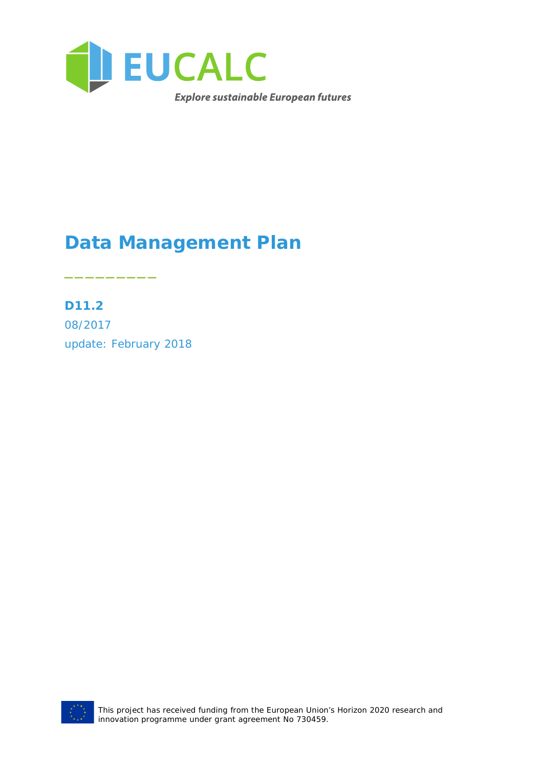EUCALC

*Explore sustainable European futures*

# Data Management Plan

---

**D11.2**

08/2017

update: February 2018

This project has received funding from the European Union's Horizon 2020 research and innovation programme under grant agreement No 730459.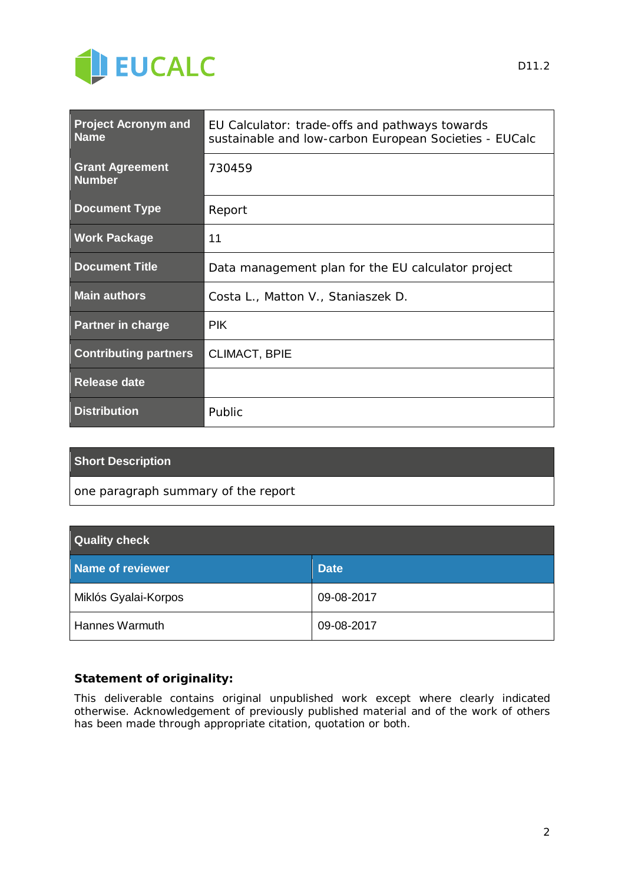| Project Acronym and Name | EU Calculator: trade-offs and pathways towards sustainable and low-carbon European Societies - EUCalc |
|---|---|
| Grant Agreement Number | 730459 |
| Document Type | Report |
| Work Package | 11 |
| Document Title | Data management plan for the EU calculator project |
| Main authors | Costa L., Matton V., Staniaszek D. |
| Partner in charge | PIK |
| Contributing partners | CLIMACT, BPIE |
| Release date | |
| Distribution | Public |

| Short Description |
|---|
| one paragraph summary of the report |

| Quality check | |
|---|---|
| **Name of reviewer** | **Date** |
| Miklós Gyalai-Korpos | 09-08-2017 |
| Hannes Warmuth | 09-08-2017 |

**Statement of originality:**

This deliverable contains original unpublished work except where clearly indicated otherwise. Acknowledgement of previously published material and of the work of others has been made through appropriate citation, quotation or both.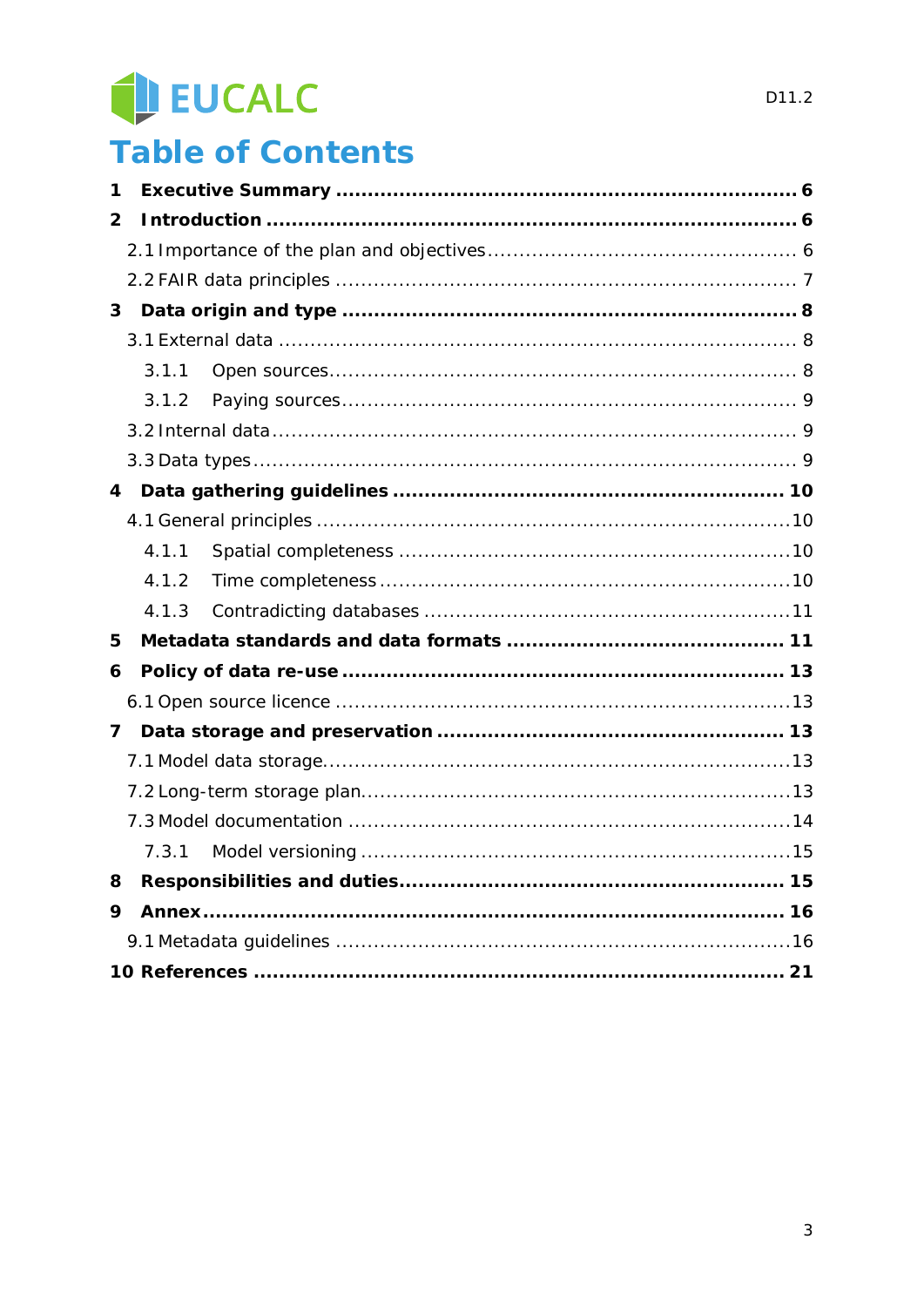# Table of Contents

**1 Executive Summary ........ 6**

**2 Introduction ........ 6**

2.1 Importance of the plan and objectives ........ 6

2.2 FAIR data principles ........ 7

**3 Data origin and type ........ 8**

3.1 External data ........ 8

3.1.1 Open sources ........ 8

3.1.2 Paying sources ........ 9

3.2 Internal data ........ 9

3.3 Data types ........ 9

**4 Data gathering guidelines ........ 10**

4.1 General principles ........ 10

4.1.1 Spatial completeness ........ 10

4.1.2 Time completeness ........ 10

4.1.3 Contradicting databases ........ 11

**5 Metadata standards and data formats ........ 11**

**6 Policy of data re-use ........ 13**

6.1 Open source licence ........ 13

**7 Data storage and preservation ........ 13**

7.1 Model data storage ........ 13

7.2 Long-term storage plan ........ 13

7.3 Model documentation ........ 14

7.3.1 Model versioning ........ 15

**8 Responsibilities and duties ........ 15**

**9 Annex ........ 16**

9.1 Metadata guidelines ........ 16

**10 References ........ 21**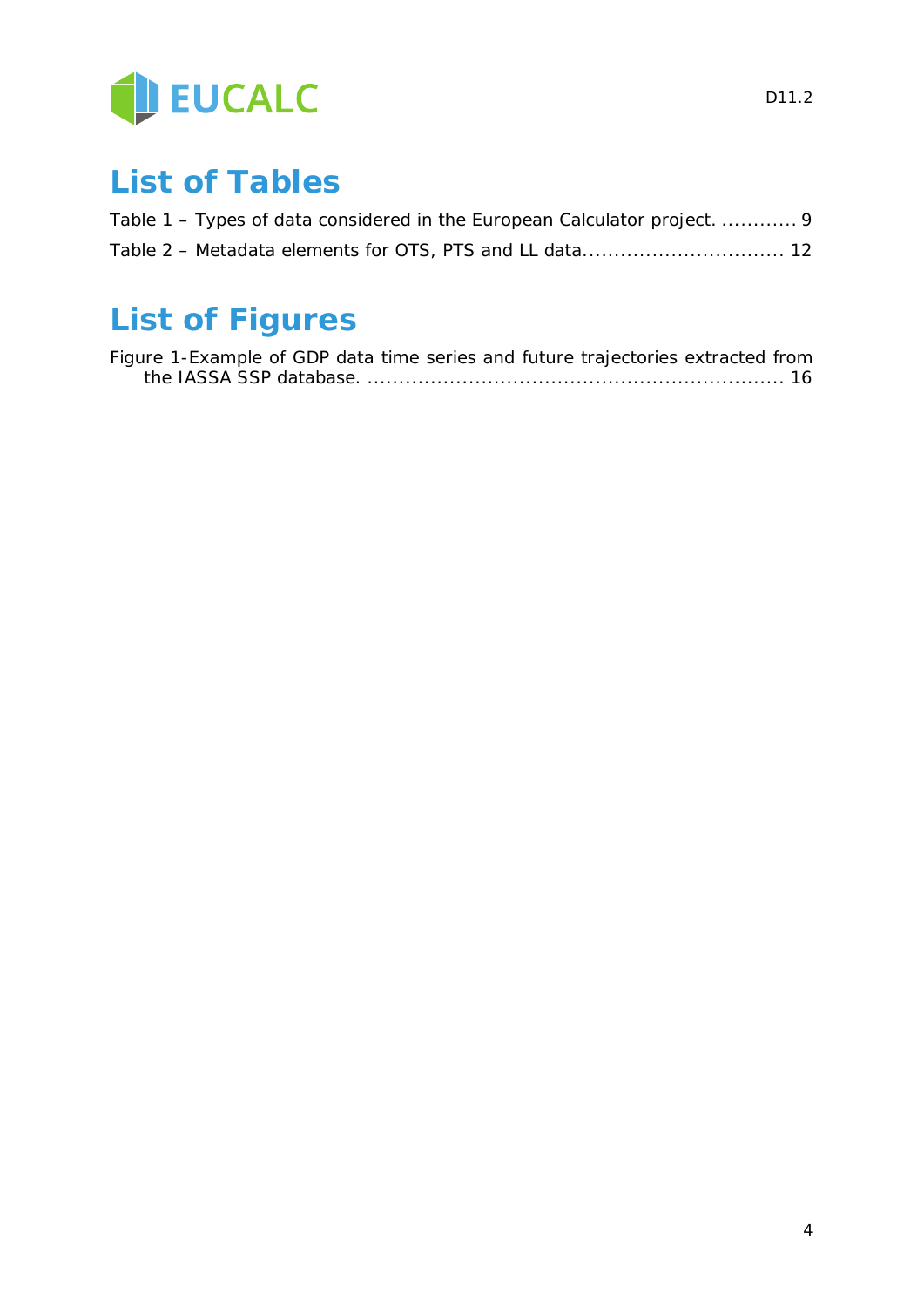# List of Tables

Table 1 – Types of data considered in the European Calculator project. ............ 9

Table 2 – Metadata elements for OTS, PTS and LL data............................... 12

# List of Figures

Figure 1-Example of GDP data time series and future trajectories extracted from the IASSA SSP database. ................................................................. 16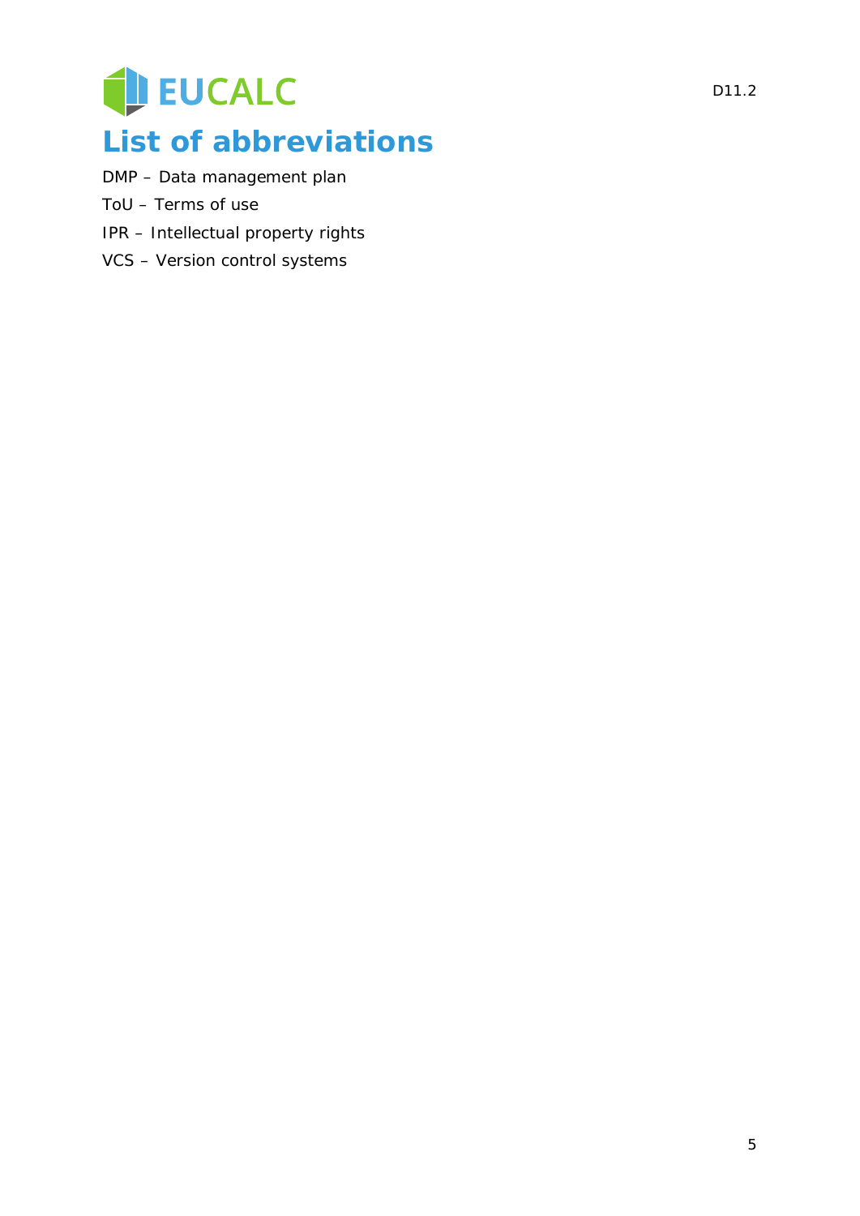# List of abbreviations

DMP – Data management plan

ToU – Terms of use

IPR – Intellectual property rights

VCS – Version control systems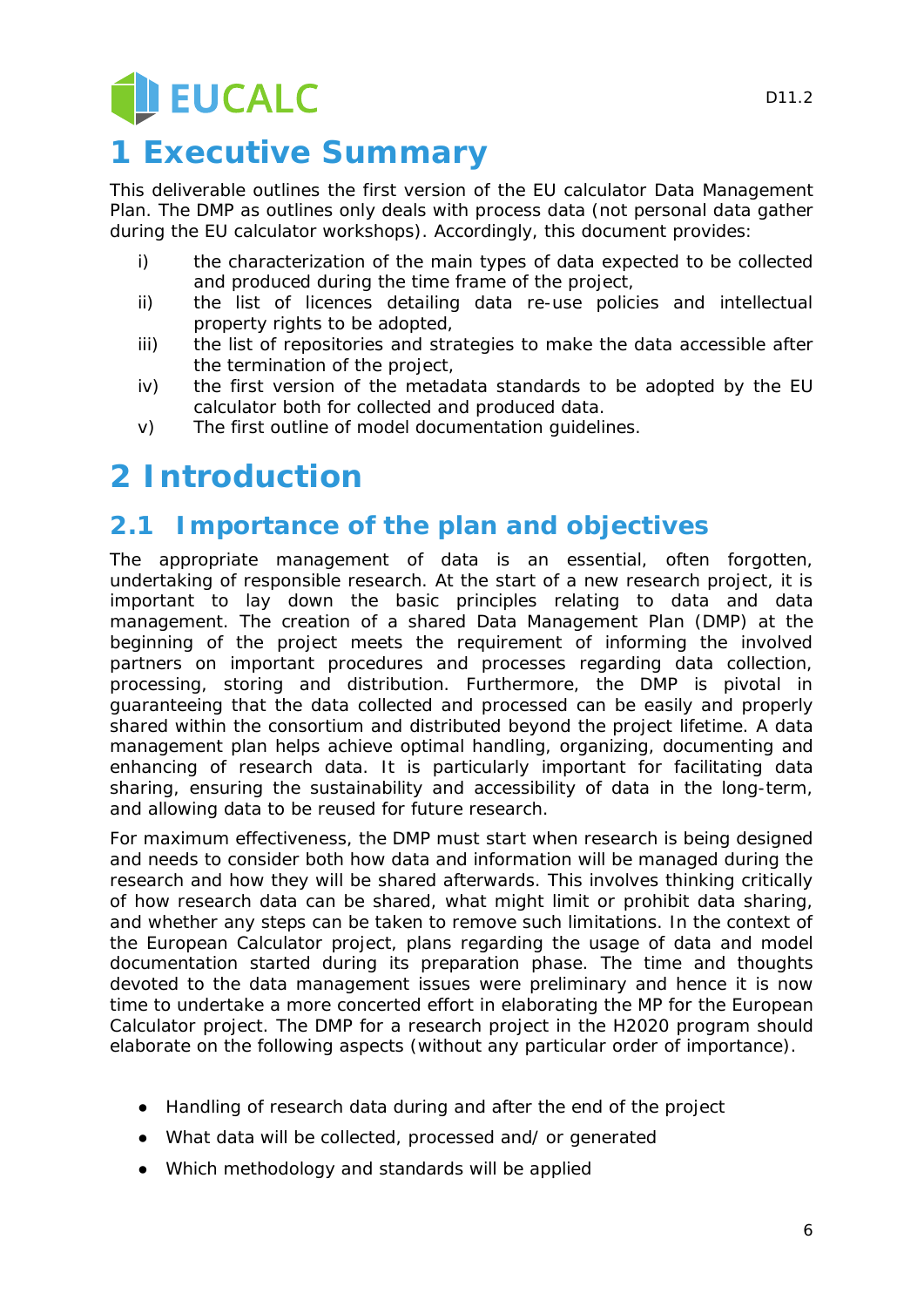# 1 Executive Summary

This deliverable outlines the first version of the EU calculator Data Management Plan. The DMP as outlines only deals with process data (not personal data gather during the EU calculator workshops). Accordingly, this document provides:

i) the characterization of the main types of data expected to be collected and produced during the time frame of the project,
ii) the list of licences detailing data re-use policies and intellectual property rights to be adopted,
iii) the list of repositories and strategies to make the data accessible after the termination of the project,
iv) the first version of the metadata standards to be adopted by the EU calculator both for collected and produced data.
v) The first outline of model documentation guidelines.

# 2 Introduction

## 2.1 Importance of the plan and objectives

The appropriate management of data is an essential, often forgotten, undertaking of responsible research. At the start of a new research project, it is important to lay down the basic principles relating to data and data management. The creation of a shared Data Management Plan (DMP) at the beginning of the project meets the requirement of informing the involved partners on important procedures and processes regarding data collection, processing, storing and distribution. Furthermore, the DMP is pivotal in guaranteeing that the data collected and processed can be easily and properly shared within the consortium and distributed beyond the project lifetime. A data management plan helps achieve optimal handling, organizing, documenting and enhancing of research data. It is particularly important for facilitating data sharing, ensuring the sustainability and accessibility of data in the long-term, and allowing data to be reused for future research.

For maximum effectiveness, the DMP must start when research is being designed and needs to consider both how data and information will be managed during the research and how they will be shared afterwards. This involves thinking critically of how research data can be shared, what might limit or prohibit data sharing, and whether any steps can be taken to remove such limitations. In the context of the European Calculator project, plans regarding the usage of data and model documentation started during its preparation phase. The time and thoughts devoted to the data management issues were preliminary and hence it is now time to undertake a more concerted effort in elaborating the MP for the European Calculator project. The DMP for a research project in the H2020 program should elaborate on the following aspects (without any particular order of importance).

- Handling of research data during and after the end of the project
- What data will be collected, processed and/ or generated
- Which methodology and standards will be applied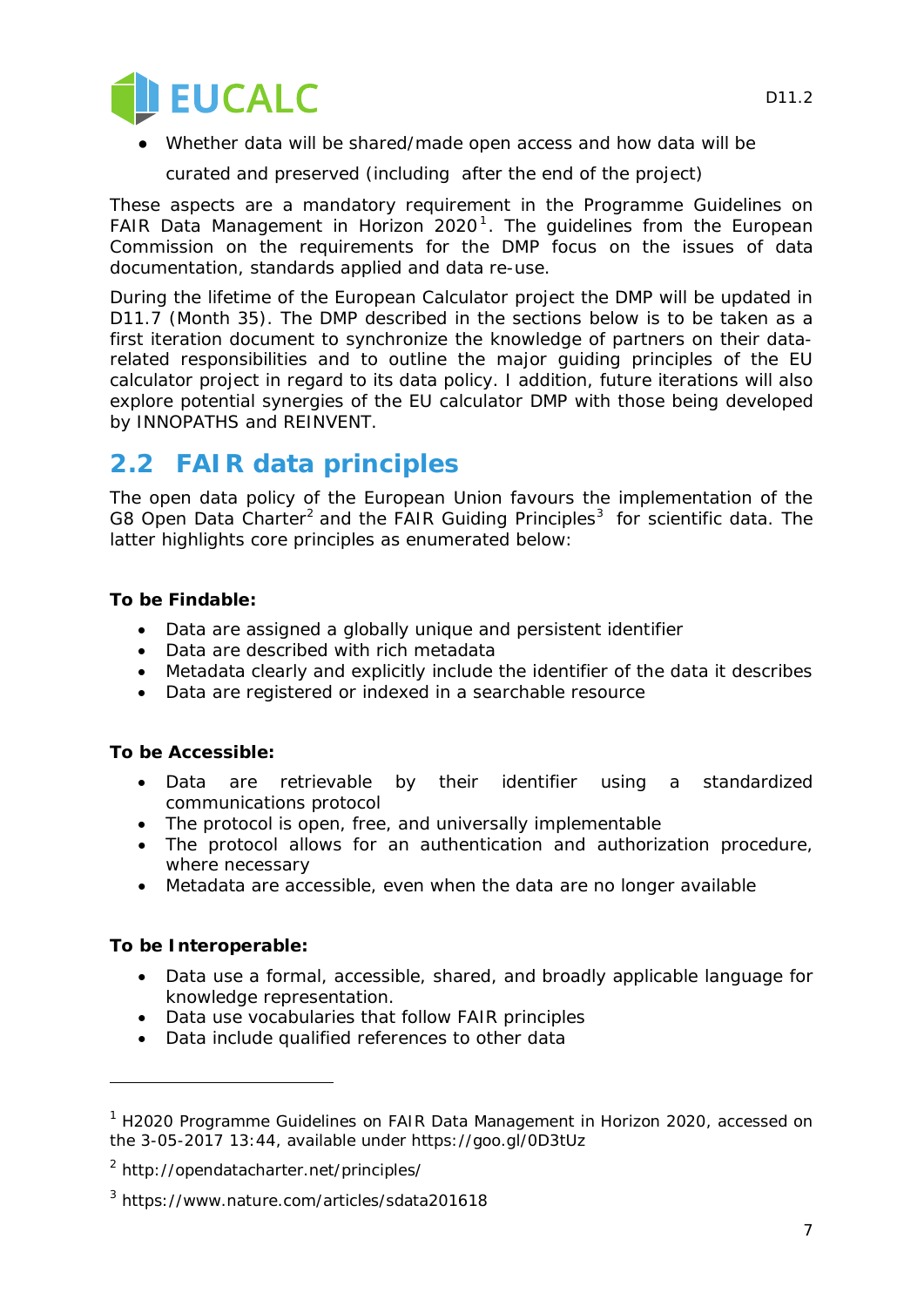- Whether data will be shared/made open access and how data will be curated and preserved (including after the end of the project)

These aspects are a mandatory requirement in the Programme Guidelines on FAIR Data Management in Horizon 2020[1]. The guidelines from the European Commission on the requirements for the DMP focus on the issues of data documentation, standards applied and data re-use.

During the lifetime of the European Calculator project the DMP will be updated in D11.7 (Month 35). The DMP described in the sections below is to be taken as a first iteration document to synchronize the knowledge of partners on their data-related responsibilities and to outline the major guiding principles of the EU calculator project in regard to its data policy. I addition, future iterations will also explore potential synergies of the EU calculator DMP with those being developed by INNOPATHS and REINVENT.

## 2.2 FAIR data principles

The open data policy of the European Union favours the implementation of the G8 Open Data Charter[2] and the FAIR Guiding Principles[3] for scientific data. The latter highlights core principles as enumerated below:

**To be Findable:**

- Data are assigned a globally unique and persistent identifier
- Data are described with rich metadata
- Metadata clearly and explicitly include the identifier of the data it describes
- Data are registered or indexed in a searchable resource

**To be Accessible:**

- Data are retrievable by their identifier using a standardized communications protocol
- The protocol is open, free, and universally implementable
- The protocol allows for an authentication and authorization procedure, where necessary
- Metadata are accessible, even when the data are no longer available

**To be Interoperable:**

- Data use a formal, accessible, shared, and broadly applicable language for knowledge representation.
- Data use vocabularies that follow FAIR principles
- Data include qualified references to other data

---

[1] H2020 Programme Guidelines on FAIR Data Management in Horizon 2020, accessed on the 3-05-2017 13:44, available under https://goo.gl/0D3tUz

[2] http://opendatacharter.net/principles/

[3] https://www.nature.com/articles/sdata201618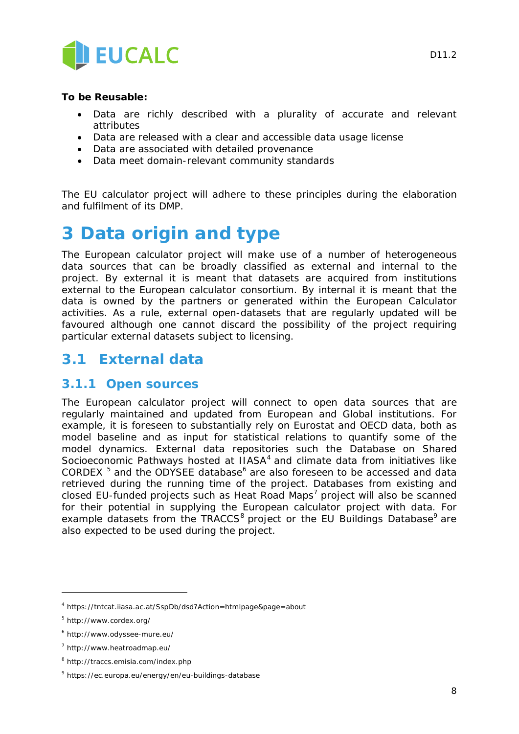**To be Reusable:**

- Data are richly described with a plurality of accurate and relevant attributes
- Data are released with a clear and accessible data usage license
- Data are associated with detailed provenance
- Data meet domain-relevant community standards

The EU calculator project will adhere to these principles during the elaboration and fulfilment of its DMP.

# 3 Data origin and type

The European calculator project will make use of a number of heterogeneous data sources that can be broadly classified as external and internal to the project. By external it is meant that datasets are acquired from institutions external to the European calculator consortium. By internal it is meant that the data is owned by the partners or generated within the European Calculator activities. As a rule, external open-datasets that are regularly updated will be favoured although one cannot discard the possibility of the project requiring particular external datasets subject to licensing.

## 3.1 External data

### 3.1.1 Open sources

The European calculator project will connect to open data sources that are regularly maintained and updated from European and Global institutions. For example, it is foreseen to substantially rely on Eurostat and OECD data, both as model baseline and as input for statistical relations to quantify some of the model dynamics. External data repositories such the Database on Shared Socioeconomic Pathways hosted at IIASA[4] and climate data from initiatives like CORDEX [5] and the ODYSEE database[6] are also foreseen to be accessed and data retrieved during the running time of the project. Databases from existing and closed EU-funded projects such as Heat Road Maps[7] project will also be scanned for their potential in supplying the European calculator project with data. For example datasets from the TRACCS[8] project or the EU Buildings Database[9] are also expected to be used during the project.

---

[4] https://tntcat.iiasa.ac.at/SspDb/dsd?Action=htmlpage&page=about

[5] http://www.cordex.org/

[6] http://www.odyssee-mure.eu/

[7] http://www.heatroadmap.eu/

[8] http://traccs.emisia.com/index.php

[9] https://ec.europa.eu/energy/en/eu-buildings-database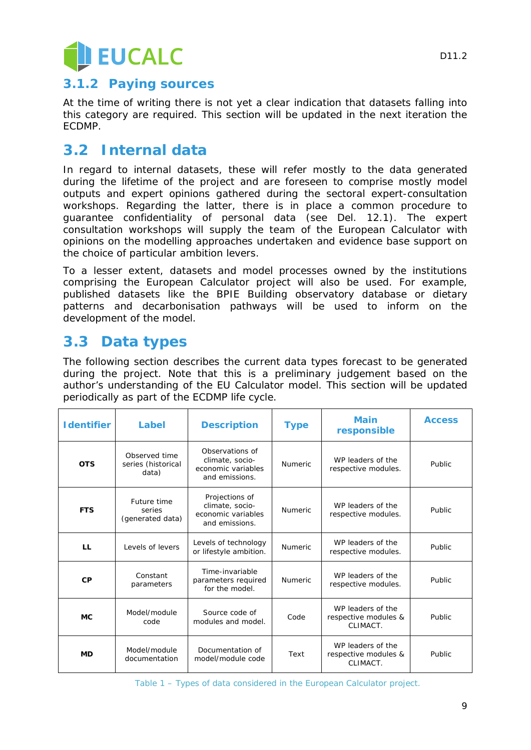### 3.1.2 Paying sources

At the time of writing there is not yet a clear indication that datasets falling into this category are required. This section will be updated in the next iteration the ECDMP.

## 3.2 Internal data

In regard to internal datasets, these will refer mostly to the data generated during the lifetime of the project and are foreseen to comprise mostly model outputs and expert opinions gathered during the sectoral expert-consultation workshops. Regarding the latter, there is in place a common procedure to guarantee confidentiality of personal data (see Del. 12.1). The expert consultation workshops will supply the team of the European Calculator with opinions on the modelling approaches undertaken and evidence base support on the choice of particular ambition levers.

To a lesser extent, datasets and model processes owned by the institutions comprising the European Calculator project will also be used. For example, published datasets like the BPIE Building observatory database or dietary patterns and decarbonisation pathways will be used to inform on the development of the model.

## 3.3 Data types

The following section describes the current data types forecast to be generated during the project. Note that this is a preliminary judgement based on the author's understanding of the EU Calculator model. This section will be updated periodically as part of the ECDMP life cycle.

| Identifier | Label | Description | Type | Main responsible | Access |
|---|---|---|---|---|---|
| **OTS** | Observed time series (historical data) | Observations of climate, socio-economic variables and emissions. | Numeric | WP leaders of the respective modules. | Public |
| **FTS** | Future time series (generated data) | Projections of climate, socio-economic variables and emissions. | Numeric | WP leaders of the respective modules. | Public |
| **LL** | Levels of levers | Levels of technology or lifestyle ambition. | Numeric | WP leaders of the respective modules. | Public |
| **CP** | Constant parameters | Time-invariable parameters required for the model. | Numeric | WP leaders of the respective modules. | Public |
| **MC** | Model/module code | Source code of modules and model. | Code | WP leaders of the respective modules & CLIMACT. | Public |
| **MD** | Model/module documentation | Documentation of model/module code | Text | WP leaders of the respective modules & CLIMACT. | Public |

Table 1 – Types of data considered in the European Calculator project.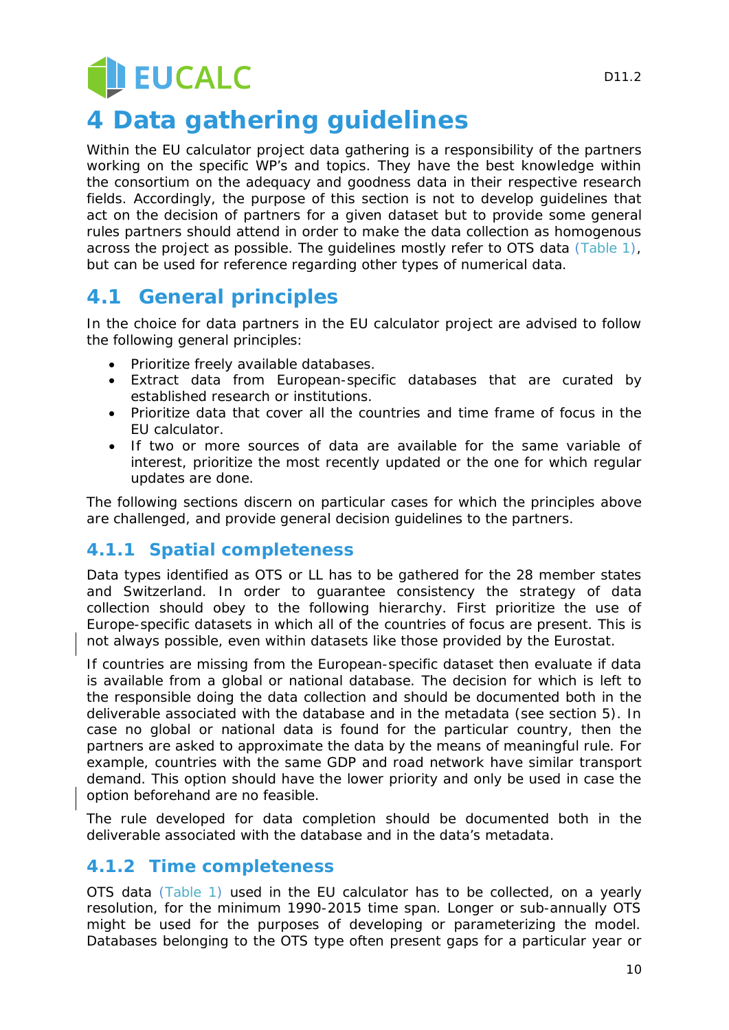# 4 Data gathering guidelines

Within the EU calculator project data gathering is a responsibility of the partners working on the specific WP's and topics. They have the best knowledge within the consortium on the adequacy and goodness data in their respective research fields. Accordingly, the purpose of this section is not to develop guidelines that act on the decision of partners for a given dataset but to provide some general rules partners should attend in order to make the data collection as homogenous across the project as possible. The guidelines mostly refer to OTS data (Table 1), but can be used for reference regarding other types of numerical data.

## 4.1 General principles

In the choice for data partners in the EU calculator project are advised to follow the following general principles:

- Prioritize freely available databases.
- Extract data from European-specific databases that are curated by established research or institutions.
- Prioritize data that cover all the countries and time frame of focus in the EU calculator.
- If two or more sources of data are available for the same variable of interest, prioritize the most recently updated or the one for which regular updates are done.

The following sections discern on particular cases for which the principles above are challenged, and provide general decision guidelines to the partners.

### 4.1.1 Spatial completeness

Data types identified as OTS or LL has to be gathered for the 28 member states and Switzerland. In order to guarantee consistency the strategy of data collection should obey to the following hierarchy. First prioritize the use of Europe-specific datasets in which all of the countries of focus are present. This is not always possible, even within datasets like those provided by the Eurostat.

If countries are missing from the European-specific dataset then evaluate if data is available from a global or national database. The decision for which is left to the responsible doing the data collection and should be documented both in the deliverable associated with the database and in the metadata (see section 5). In case no global or national data is found for the particular country, then the partners are asked to approximate the data by the means of meaningful rule. For example, countries with the same GDP and road network have similar transport demand. This option should have the lower priority and only be used in case the option beforehand are no feasible.

The rule developed for data completion should be documented both in the deliverable associated with the database and in the data's metadata.

### 4.1.2 Time completeness

OTS data (Table 1) used in the EU calculator has to be collected, on a yearly resolution, for the minimum 1990-2015 time span. Longer or sub-annually OTS might be used for the purposes of developing or parameterizing the model. Databases belonging to the OTS type often present gaps for a particular year or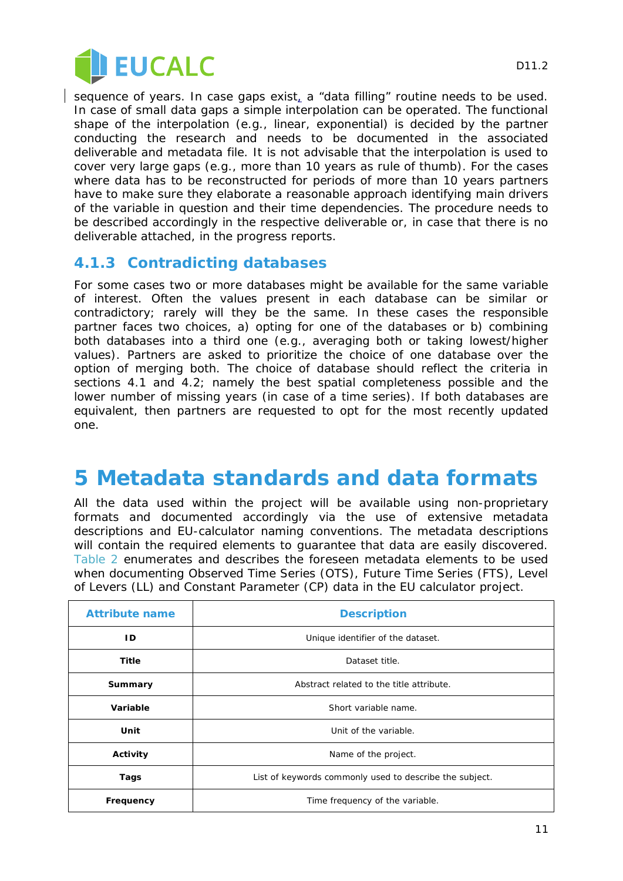sequence of years. In case gaps exist, a “data filling” routine needs to be used. In case of small data gaps a simple interpolation can be operated. The functional shape of the interpolation (e.g., linear, exponential) is decided by the partner conducting the research and needs to be documented in the associated deliverable and metadata file. It is not advisable that the interpolation is used to cover very large gaps (e.g., more than 10 years as rule of thumb). For the cases where data has to be reconstructed for periods of more than 10 years partners have to make sure they elaborate a reasonable approach identifying main drivers of the variable in question and their time dependencies. The procedure needs to be described accordingly in the respective deliverable or, in case that there is no deliverable attached, in the progress reports.

### 4.1.3 Contradicting databases

For some cases two or more databases might be available for the same variable of interest. Often the values present in each database can be similar or contradictory; rarely will they be the same. In these cases the responsible partner faces two choices, a) opting for one of the databases or b) combining both databases into a third one (e.g., averaging both or taking lowest/higher values). Partners are asked to prioritize the choice of one database over the option of merging both. The choice of database should reflect the criteria in sections 4.1 and 4.2; namely the best spatial completeness possible and the lower number of missing years (in case of a time series). If both databases are equivalent, then partners are requested to opt for the most recently updated one.

# 5 Metadata standards and data formats

All the data used within the project will be available using non-proprietary formats and documented accordingly via the use of extensive metadata descriptions and EU-calculator naming conventions. The metadata descriptions will contain the required elements to guarantee that data are easily discovered. Table 2 enumerates and describes the foreseen metadata elements to be used when documenting Observed Time Series (OTS), Future Time Series (FTS), Level of Levers (LL) and Constant Parameter (CP) data in the EU calculator project.

| Attribute name | Description |
|---|---|
| **ID** | Unique identifier of the dataset. |
| **Title** | Dataset title. |
| **Summary** | Abstract related to the title attribute. |
| **Variable** | Short variable name. |
| **Unit** | Unit of the variable. |
| **Activity** | Name of the project. |
| **Tags** | List of keywords commonly used to describe the subject. |
| **Frequency** | Time frequency of the variable. |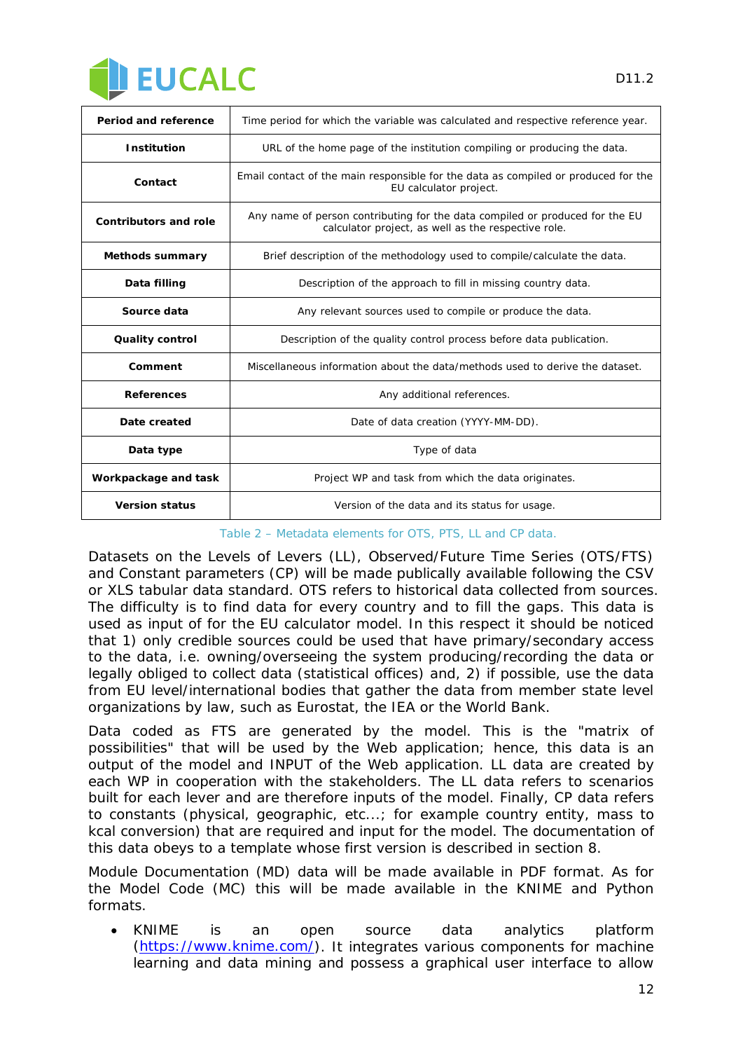| Period and reference | Time period for which the variable was calculated and respective reference year. |
|---|---|
| Institution | URL of the home page of the institution compiling or producing the data. |
| Contact | Email contact of the main responsible for the data as compiled or produced for the EU calculator project. |
| Contributors and role | Any name of person contributing for the data compiled or produced for the EU calculator project, as well as the respective role. |
| Methods summary | Brief description of the methodology used to compile/calculate the data. |
| Data filling | Description of the approach to fill in missing country data. |
| Source data | Any relevant sources used to compile or produce the data. |
| Quality control | Description of the quality control process before data publication. |
| Comment | Miscellaneous information about the data/methods used to derive the dataset. |
| References | Any additional references. |
| Date created | Date of data creation (YYYY-MM-DD). |
| Data type | Type of data |
| Workpackage and task | Project WP and task from which the data originates. |
| Version status | Version of the data and its status for usage. |

Table 2 – Metadata elements for OTS, PTS, LL and CP data.

Datasets on the Levels of Levers (LL), Observed/Future Time Series (OTS/FTS) and Constant parameters (CP) will be made publically available following the CSV or XLS tabular data standard. OTS refers to historical data collected from sources. The difficulty is to find data for every country and to fill the gaps. This data is used as input of for the EU calculator model. In this respect it should be noticed that 1) only credible sources could be used that have primary/secondary access to the data, i.e. owning/overseeing the system producing/recording the data or legally obliged to collect data (statistical offices) and, 2) if possible, use the data from EU level/international bodies that gather the data from member state level organizations by law, such as Eurostat, the IEA or the World Bank.

Data coded as FTS are generated by the model. This is the "matrix of possibilities" that will be used by the Web application; hence, this data is an output of the model and INPUT of the Web application. LL data are created by each WP in cooperation with the stakeholders. The LL data refers to scenarios built for each lever and are therefore inputs of the model. Finally, CP data refers to constants (physical, geographic, etc...; for example country entity, mass to kcal conversion) that are required and input for the model. The documentation of this data obeys to a template whose first version is described in section 8.

Module Documentation (MD) data will be made available in PDF format. As for the Model Code (MC) this will be made available in the KNIME and Python formats.

- KNIME is an open source data analytics platform (https://www.knime.com/). It integrates various components for machine learning and data mining and possess a graphical user interface to allow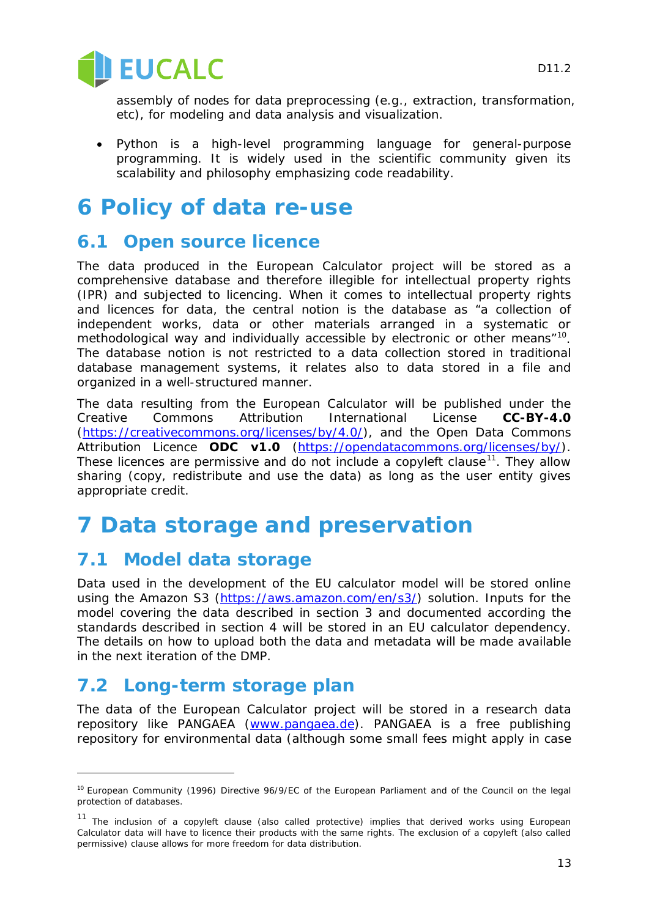assembly of nodes for data preprocessing (e.g., extraction, transformation, etc), for modeling and data analysis and visualization.

- Python is a high-level programming language for general-purpose programming. It is widely used in the scientific community given its scalability and philosophy emphasizing code readability.

# 6 Policy of data re-use

## 6.1 Open source licence

The data produced in the European Calculator project will be stored as a comprehensive database and therefore illegible for intellectual property rights (IPR) and subjected to licencing. When it comes to intellectual property rights and licences for data, the central notion is the database as "a collection of independent works, data or other materials arranged in a systematic or methodological way and individually accessible by electronic or other means"[10]. The database notion is not restricted to a data collection stored in traditional database management systems, it relates also to data stored in a file and organized in a well-structured manner.

The data resulting from the European Calculator will be published under the Creative Commons Attribution International License **CC-BY-4.0** (https://creativecommons.org/licenses/by/4.0/), and the Open Data Commons Attribution Licence **ODC v1.0** (https://opendatacommons.org/licenses/by/). These licences are permissive and do not include a copyleft clause[11]. They allow sharing (copy, redistribute and use the data) as long as the user entity gives appropriate credit.

# 7 Data storage and preservation

## 7.1 Model data storage

Data used in the development of the EU calculator model will be stored online using the Amazon S3 (https://aws.amazon.com/en/s3/) solution. Inputs for the model covering the data described in section 3 and documented according the standards described in section 4 will be stored in an EU calculator dependency. The details on how to upload both the data and metadata will be made available in the next iteration of the DMP.

## 7.2 Long-term storage plan

The data of the European Calculator project will be stored in a research data repository like PANGAEA (www.pangaea.de). PANGAEA is a free publishing repository for environmental data (although some small fees might apply in case

---

[10] European Community (1996) Directive 96/9/EC of the European Parliament and of the Council on the legal protection of databases.

[11] The inclusion of a copyleft clause (also called protective) implies that derived works using European Calculator data will have to licence their products with the same rights. The exclusion of a copyleft (also called permissive) clause allows for more freedom for data distribution.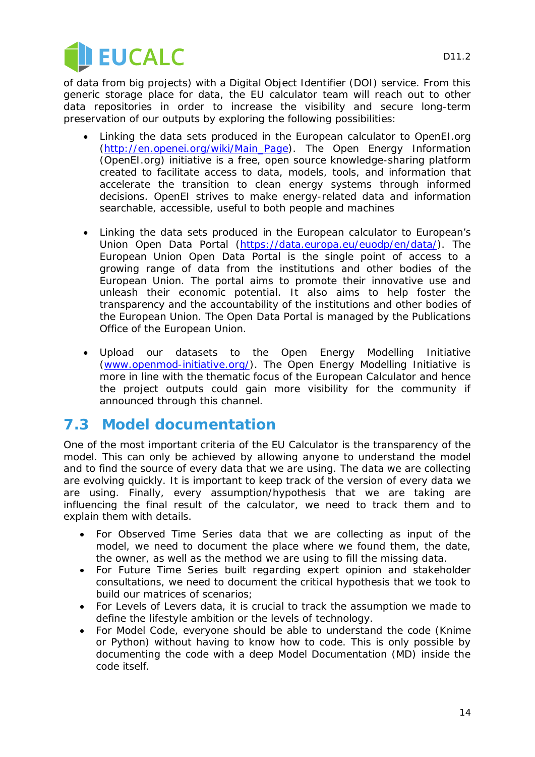of data from big projects) with a Digital Object Identifier (DOI) service. From this generic storage place for data, the EU calculator team will reach out to other data repositories in order to increase the visibility and secure long-term preservation of our outputs by exploring the following possibilities:

- Linking the data sets produced in the European calculator to OpenEI.org (http://en.openei.org/wiki/Main_Page). The Open Energy Information (OpenEI.org) initiative is a free, open source knowledge-sharing platform created to facilitate access to data, models, tools, and information that accelerate the transition to clean energy systems through informed decisions. OpenEI strives to make energy-related data and information searchable, accessible, useful to both people and machines

- Linking the data sets produced in the European calculator to European's Union Open Data Portal (https://data.europa.eu/euodp/en/data/). The European Union Open Data Portal is the single point of access to a growing range of data from the institutions and other bodies of the European Union. The portal aims to promote their innovative use and unleash their economic potential. It also aims to help foster the transparency and the accountability of the institutions and other bodies of the European Union. The Open Data Portal is managed by the Publications Office of the European Union.

- Upload our datasets to the Open Energy Modelling Initiative (www.openmod-initiative.org/). The Open Energy Modelling Initiative is more in line with the thematic focus of the European Calculator and hence the project outputs could gain more visibility for the community if announced through this channel.

## 7.3 Model documentation

One of the most important criteria of the EU Calculator is the transparency of the model. This can only be achieved by allowing anyone to understand the model and to find the source of every data that we are using. The data we are collecting are evolving quickly. It is important to keep track of the version of every data we are using. Finally, every assumption/hypothesis that we are taking are influencing the final result of the calculator, we need to track them and to explain them with details.

- For Observed Time Series data that we are collecting as input of the model, we need to document the place where we found them, the date, the owner, as well as the method we are using to fill the missing data.
- For Future Time Series built regarding expert opinion and stakeholder consultations, we need to document the critical hypothesis that we took to build our matrices of scenarios;
- For Levels of Levers data, it is crucial to track the assumption we made to define the lifestyle ambition or the levels of technology.
- For Model Code, everyone should be able to understand the code (Knime or Python) without having to know how to code. This is only possible by documenting the code with a deep Model Documentation (MD) inside the code itself.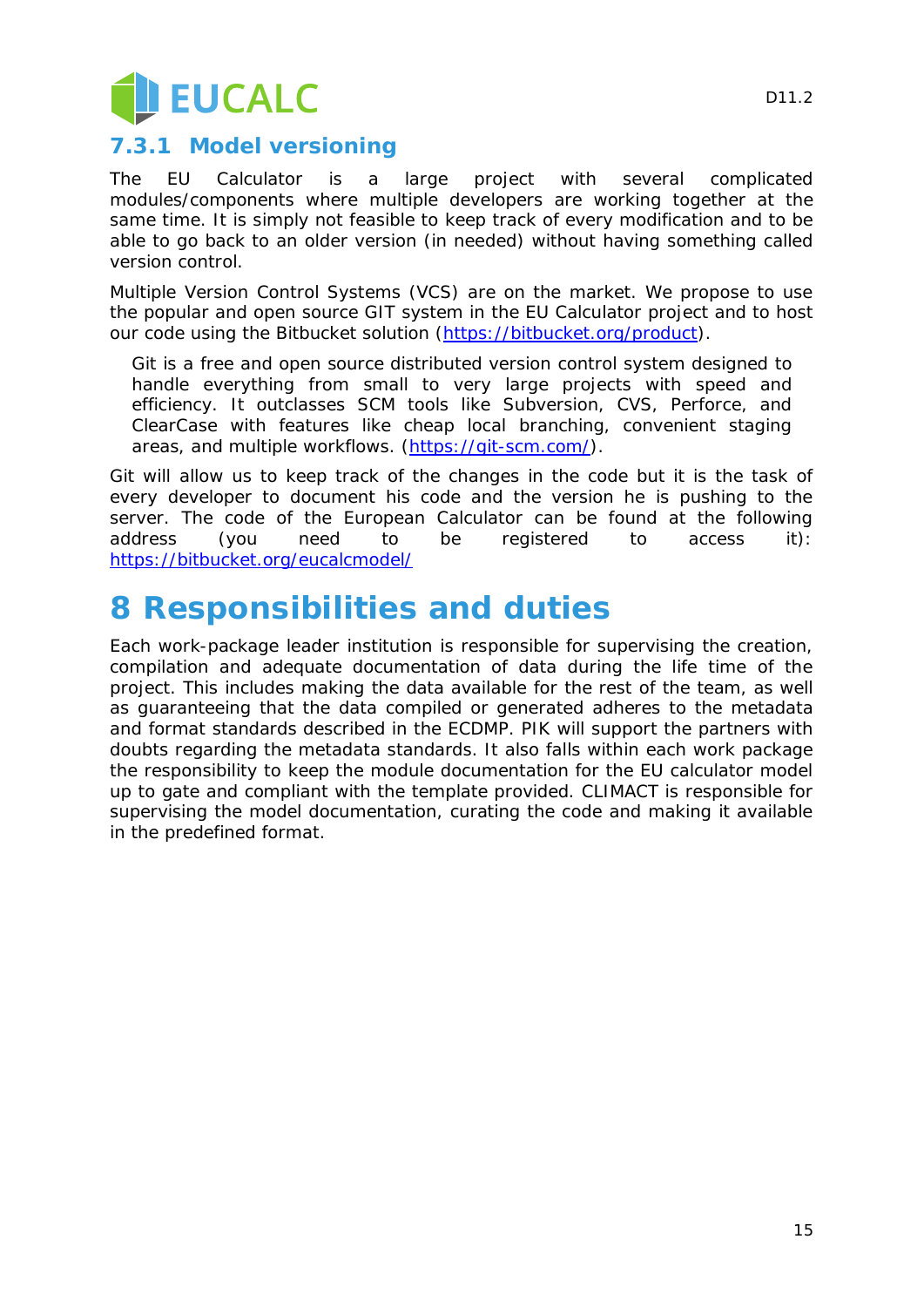### 7.3.1 Model versioning

The EU Calculator is a large project with several complicated modules/components where multiple developers are working together at the same time. It is simply not feasible to keep track of every modification and to be able to go back to an older version (in needed) without having something called version control.

Multiple Version Control Systems (VCS) are on the market. We propose to use the popular and open source GIT system in the EU Calculator project and to host our code using the Bitbucket solution (https://bitbucket.org/product).

> Git is a free and open source distributed version control system designed to handle everything from small to very large projects with speed and efficiency. It outclasses SCM tools like Subversion, CVS, Perforce, and ClearCase with features like cheap local branching, convenient staging areas, and multiple workflows. (https://git-scm.com/).

Git will allow us to keep track of the changes in the code but it is the task of every developer to document his code and the version he is pushing to the server. The code of the European Calculator can be found at the following address (you need to be registered to access it): https://bitbucket.org/eucalcmodel/

# 8 Responsibilities and duties

Each work-package leader institution is responsible for supervising the creation, compilation and adequate documentation of data during the life time of the project. This includes making the data available for the rest of the team, as well as guaranteeing that the data compiled or generated adheres to the metadata and format standards described in the ECDMP. PIK will support the partners with doubts regarding the metadata standards. It also falls within each work package the responsibility to keep the module documentation for the EU calculator model up to gate and compliant with the template provided. CLIMACT is responsible for supervising the model documentation, curating the code and making it available in the predefined format.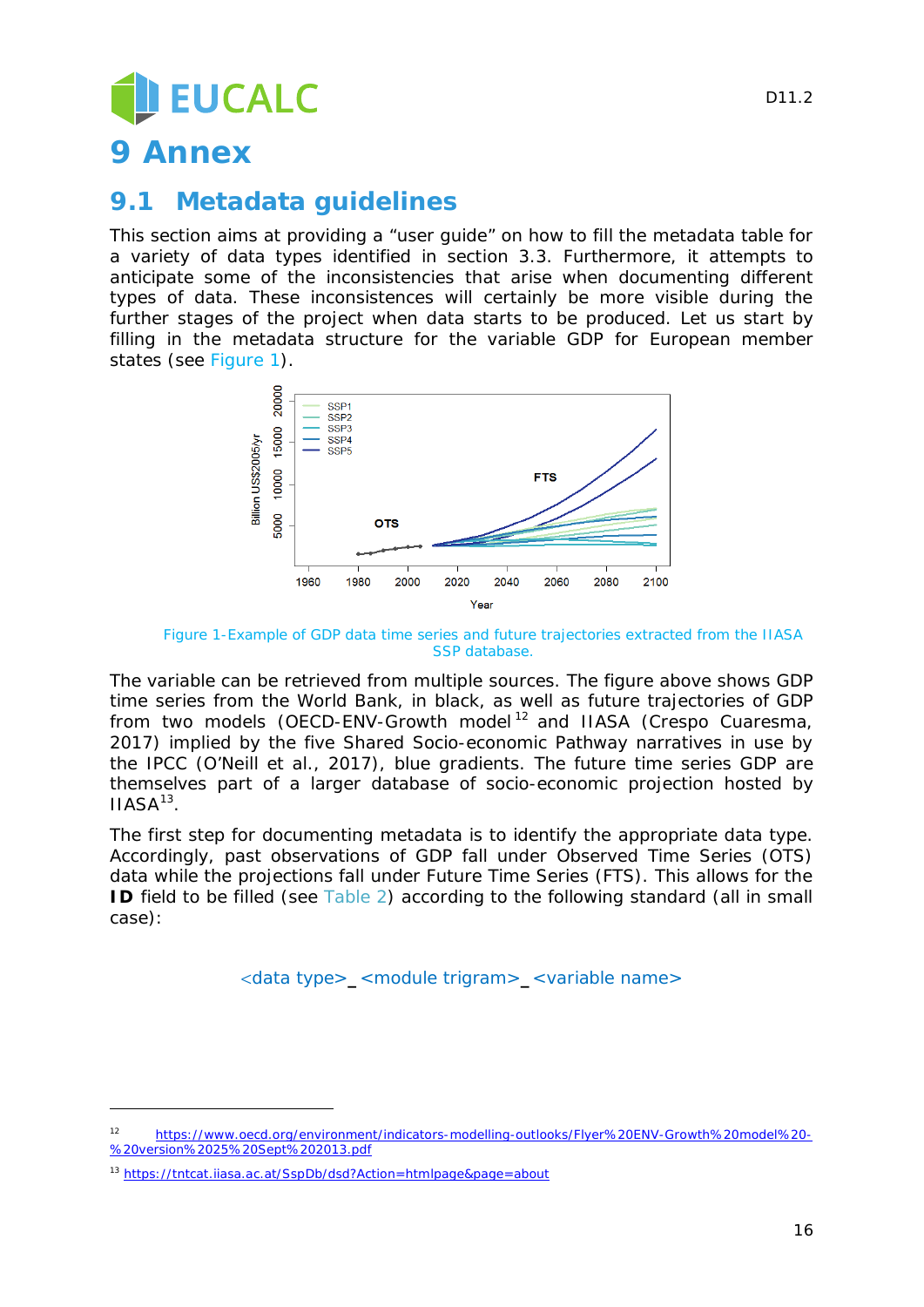# 9 Annex

## 9.1 Metadata guidelines

This section aims at providing a "user guide" on how to fill the metadata table for a variety of data types identified in section 3.3. Furthermore, it attempts to anticipate some of the inconsistencies that arise when documenting different types of data. These inconsistencies will certainly be more visible during the further stages of the project when data starts to be produced. Let us start by filling in the metadata structure for the variable GDP for European member states (see Figure 1).

Figure 1-Example of GDP data time series and future trajectories extracted from the IIASA SSP database.

The variable can be retrieved from multiple sources. The figure above shows GDP time series from the World Bank, in black, as well as future trajectories of GDP from two models (OECD-ENV-Growth model[12] and IIASA (Crespo Cuaresma, 2017) implied by the five Shared Socio-economic Pathway narratives in use by the IPCC (O'Neill et al., 2017), blue gradients. The future time series GDP are themselves part of a larger database of socio-economic projection hosted by IIASA[13].

The first step for documenting metadata is to identify the appropriate data type. Accordingly, past observations of GDP fall under Observed Time Series (OTS) data while the projections fall under Future Time Series (FTS). This allows for the **ID** field to be filled (see Table 2) according to the following standard (all in small case):

<data type>_<module trigram>_<variable name>

---

[12] https://www.oecd.org/environment/indicators-modelling-outlooks/Flyer%20ENV-Growth%20model%20-%20version%2025%20Sept%202013.pdf

[13] https://tntcat.iiasa.ac.at/SspDb/dsd?Action=htmlpage&page=about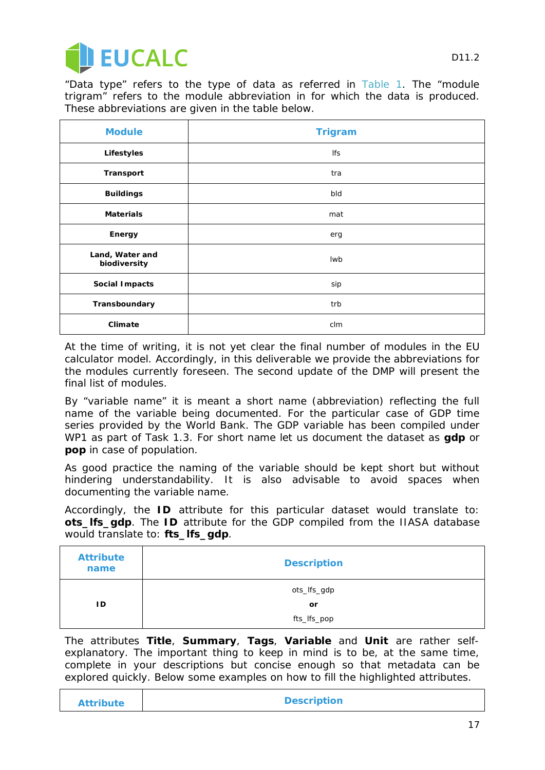"Data type" refers to the type of data as referred in Table 1. The "module trigram" refers to the module abbreviation in for which the data is produced. These abbreviations are given in the table below.

| Module | Trigram |
|---|---|
| **Lifestyles** | lfs |
| **Transport** | tra |
| **Buildings** | bld |
| **Materials** | mat |
| **Energy** | erg |
| **Land, Water and biodiversity** | lwb |
| **Social Impacts** | sip |
| **Transboundary** | trb |
| **Climate** | clm |

At the time of writing, it is not yet clear the final number of modules in the EU calculator model. Accordingly, in this deliverable we provide the abbreviations for the modules currently foreseen. The second update of the DMP will present the final list of modules.

By "variable name" it is meant a short name (abbreviation) reflecting the full name of the variable being documented. For the particular case of GDP time series provided by the World Bank. The GDP variable has been compiled under WP1 as part of Task 1.3. For short name let us document the dataset as **gdp** or **pop** in case of population.

As good practice the naming of the variable should be kept short but without hindering understandability. It is also advisable to avoid spaces when documenting the variable name.

Accordingly, the **ID** attribute for this particular dataset would translate to: **ots_lfs_gdp**. The **ID** attribute for the GDP compiled from the IIASA database would translate to: **fts_lfs_gdp**.

| Attribute name | Description |
|---|---|
| **ID** | ots_lfs_gdp<br>**or**<br>fts_lfs_pop |

The attributes **Title**, **Summary**, **Tags**, **Variable** and **Unit** are rather self-explanatory. The important thing to keep in mind is to be, at the same time, complete in your descriptions but concise enough so that metadata can be explored quickly. Below some examples on how to fill the highlighted attributes.

| Attribute | Description |
|---|---|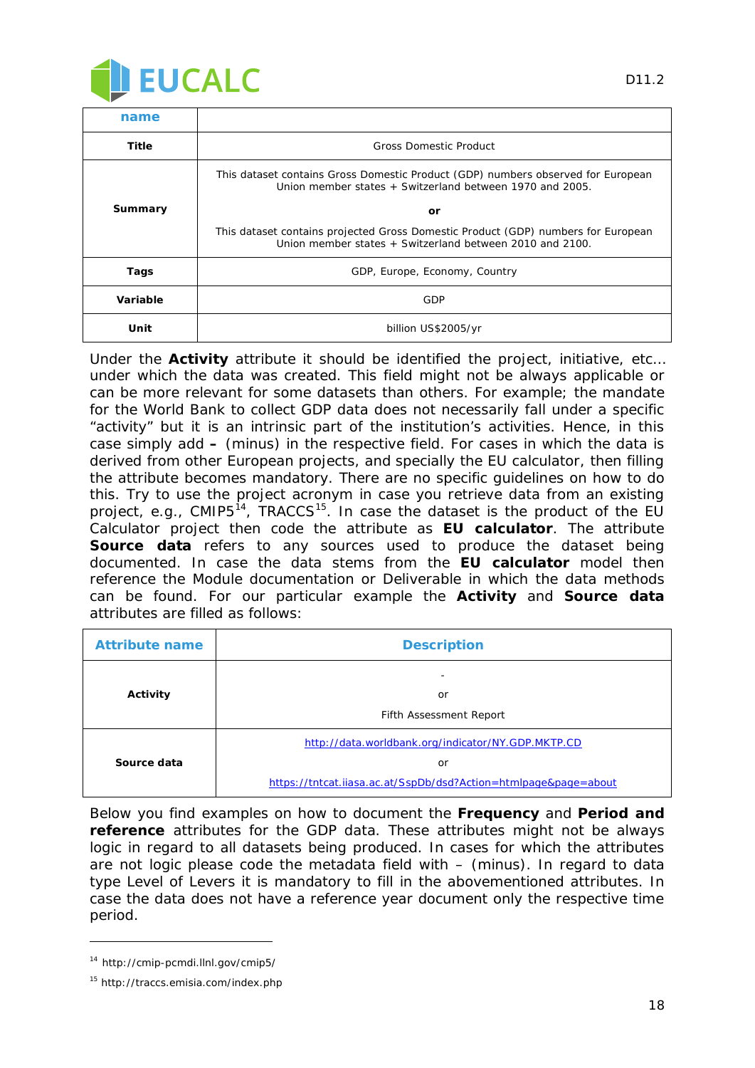| name | |
|---|---|
| **Title** | Gross Domestic Product |
| **Summary** | This dataset contains Gross Domestic Product (GDP) numbers observed for European Union member states + Switzerland between 1970 and 2005.<br><br>**or**<br><br>This dataset contains projected Gross Domestic Product (GDP) numbers for European Union member states + Switzerland between 2010 and 2100. |
| **Tags** | GDP, Europe, Economy, Country |
| **Variable** | GDP |
| **Unit** | billion US$2005/yr |

Under the **Activity** attribute it should be identified the project, initiative, etc... under which the data was created. This field might not be always applicable or can be more relevant for some datasets than others. For example; the mandate for the World Bank to collect GDP data does not necessarily fall under a specific "activity" but it is an intrinsic part of the institution's activities. Hence, in this case simply add **–** (minus) in the respective field. For cases in which the data is derived from other European projects, and specially the EU calculator, then filling the attribute becomes mandatory. There are no specific guidelines on how to do this. Try to use the project acronym in case you retrieve data from an existing project, e.g., CMIP5[14], TRACCS[15]. In case the dataset is the product of the EU Calculator project then code the attribute as **EU calculator**. The attribute **Source data** refers to any sources used to produce the dataset being documented. In case the data stems from the **EU calculator** model then reference the Module documentation or Deliverable in which the data methods can be found. For our particular example the **Activity** and **Source data** attributes are filled as follows:

| Attribute name | Description |
|---|---|
| **Activity** | -<br>or<br>Fifth Assessment Report |
| **Source data** | http://data.worldbank.org/indicator/NY.GDP.MKTP.CD<br>or<br>https://tntcat.iiasa.ac.at/SspDb/dsd?Action=htmlpage&page=about |

Below you find examples on how to document the **Frequency** and **Period and reference** attributes for the GDP data. These attributes might not be always logic in regard to all datasets being produced. In cases for which the attributes are not logic please code the metadata field with – (minus). In regard to data type Level of Levers it is mandatory to fill in the abovementioned attributes. In case the data does not have a reference year document only the respective time period.

[14] http://cmip-pcmdi.llnl.gov/cmip5/

[15] http://traccs.emisia.com/index.php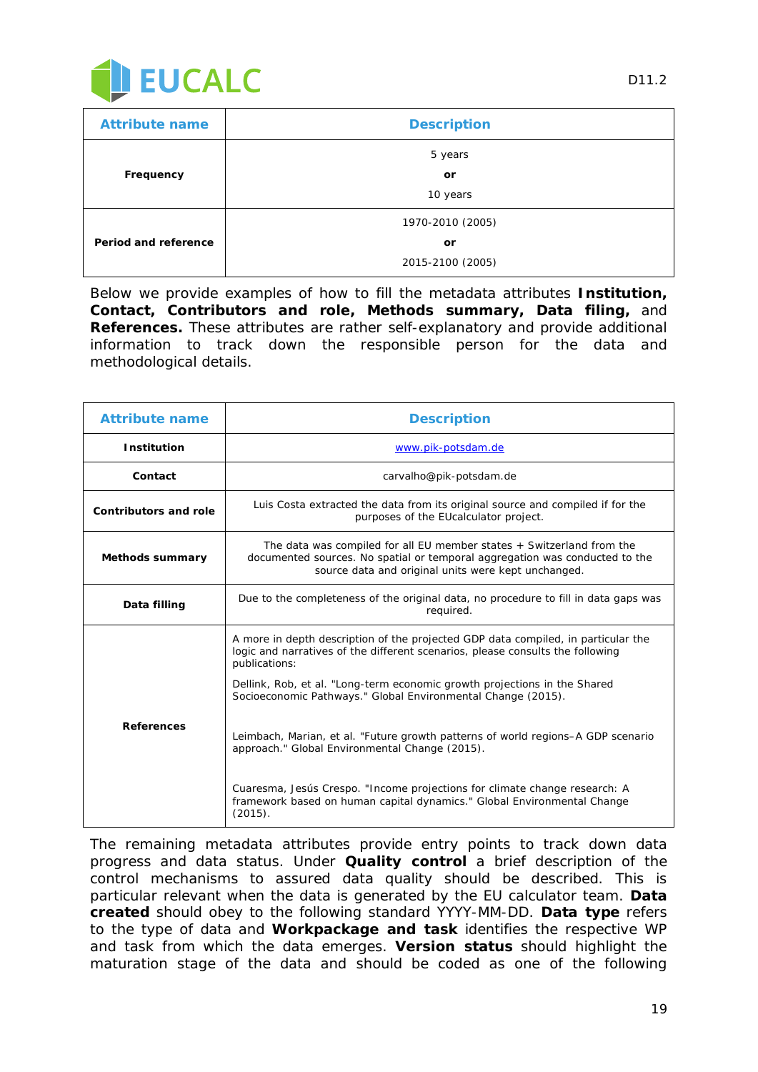| Attribute name | Description |
|---|---|
| **Frequency** | 5 years<br>**or**<br>10 years |
| **Period and reference** | 1970-2010 (2005)<br>**or**<br>2015-2100 (2005) |

Below we provide examples of how to fill the metadata attributes **Institution, Contact, Contributors and role, Methods summary, Data filing,** and **References.** These attributes are rather self-explanatory and provide additional information to track down the responsible person for the data and methodological details.

| Attribute name | Description |
|---|---|
| **Institution** | www.pik-potsdam.de |
| **Contact** | carvalho@pik-potsdam.de |
| **Contributors and role** | Luis Costa extracted the data from its original source and compiled if for the purposes of the EUcalculator project. |
| **Methods summary** | The data was compiled for all EU member states + Switzerland from the documented sources. No spatial or temporal aggregation was conducted to the source data and original units were kept unchanged. |
| **Data filling** | Due to the completeness of the original data, no procedure to fill in data gaps was required. |
| **References** | A more in depth description of the projected GDP data compiled, in particular the logic and narratives of the different scenarios, please consults the following publications:<br>Dellink, Rob, et al. "Long-term economic growth projections in the Shared Socioeconomic Pathways." Global Environmental Change (2015).<br>Leimbach, Marian, et al. "Future growth patterns of world regions–A GDP scenario approach." Global Environmental Change (2015).<br>Cuaresma, Jesús Crespo. "Income projections for climate change research: A framework based on human capital dynamics." Global Environmental Change (2015). |

The remaining metadata attributes provide entry points to track down data progress and data status. Under **Quality control** a brief description of the control mechanisms to assured data quality should be described. This is particular relevant when the data is generated by the EU calculator team. **Data created** should obey to the following standard YYYY-MM-DD. **Data type** refers to the type of data and **Workpackage and task** identifies the respective WP and task from which the data emerges. **Version status** should highlight the maturation stage of the data and should be coded as one of the following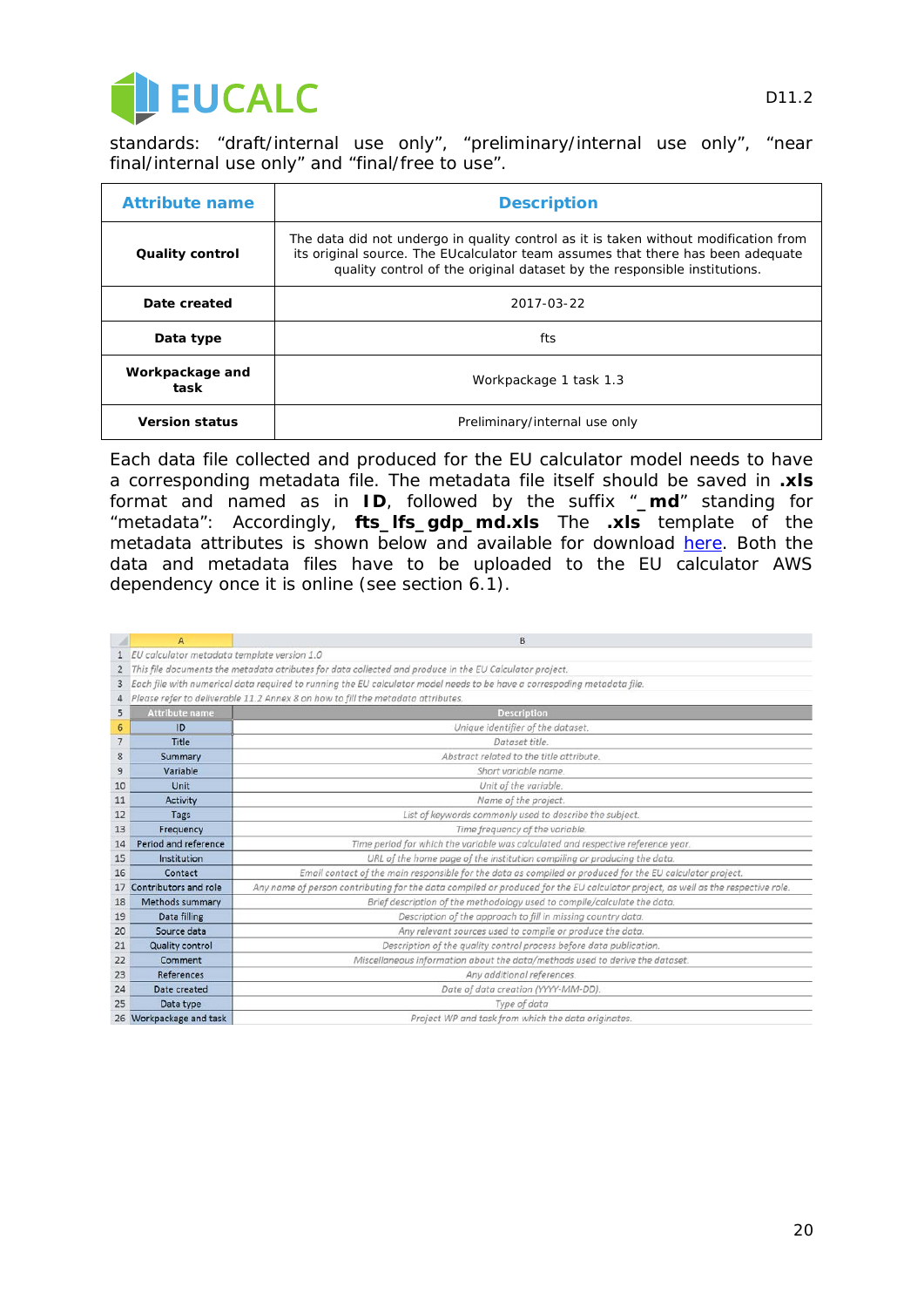standards: “draft/internal use only”, “preliminary/internal use only”, “near final/internal use only” and “final/free to use”.

| Attribute name | Description |
| --- | --- |
| **Quality control** | The data did not undergo in quality control as it is taken without modification from its original source. The EUcalculator team assumes that there has been adequate quality control of the original dataset by the responsible institutions. |
| **Date created** | 2017-03-22 |
| **Data type** | fts |
| **Workpackage and task** | Workpackage 1 task 1.3 |
| **Version status** | Preliminary/internal use only |

Each data file collected and produced for the EU calculator model needs to have a corresponding metadata file. The metadata file itself should be saved in **.xls** format and named as in **ID**, followed by the suffix “**_md**” standing for “metadata”: Accordingly, **fts_lfs_gdp_md.xls** The **.xls** template of the metadata attributes is shown below and available for download here. Both the data and metadata files have to be uploaded to the EU calculator AWS dependency once it is online (see section 6.1).

| | A | B |
| --- | --- | --- |
| 1 | *EU calculator metadata template version 1.0* | |
| 2 | *This file documents the metadata atributes for data collected and produce in the EU Calculator project.* | |
| 3 | *Each file with numerical data required to running the EU calculator model needs to be have a corresponding metadata file.* | |
| 4 | *Please refer to deliverable 11.2 Annex 8 on how to fill the metadata attributes.* | |
| 5 | Attribute name | Description |
| 6 | ID | *Unique identifier of the dataset.* |
| 7 | Title | *Dataset title.* |
| 8 | Summary | *Abstract related to the title attribute.* |
| 9 | Variable | *Short variable name.* |
| 10 | Unit | *Unit of the variable.* |
| 11 | Activity | *Name of the project.* |
| 12 | Tags | *List of keywords commonly used to describe the subject.* |
| 13 | Frequency | *Time frequency of the variable.* |
| 14 | Period and reference | *Time period for which the variable was calculated and respective reference year.* |
| 15 | Institution | *URL of the home page of the institution compiling or producing the data.* |
| 16 | Contact | *Email contact of the main responsible for the data as compiled or produced for the EU calculator project.* |
| 17 | Contributors and role | *Any name of person contributing for the data compiled or produced for the EU calculator project, as well as the respective role.* |
| 18 | Methods summary | *Brief description of the methodology used to compile/calculate the data.* |
| 19 | Data filling | *Description of the approach to fill in missing country data.* |
| 20 | Source data | *Any relevant sources used to compile or produce the data.* |
| 21 | Quality control | *Description of the quality control process before data publication.* |
| 22 | Comment | *Miscellaneous information about the data/methods used to derive the dataset.* |
| 23 | References | *Any additional references.* |
| 24 | Date created | *Date of data creation (YYYY-MM-DD).* |
| 25 | Data type | *Type of data* |
| 26 | Workpackage and task | *Project WP and task from which the data originates.* |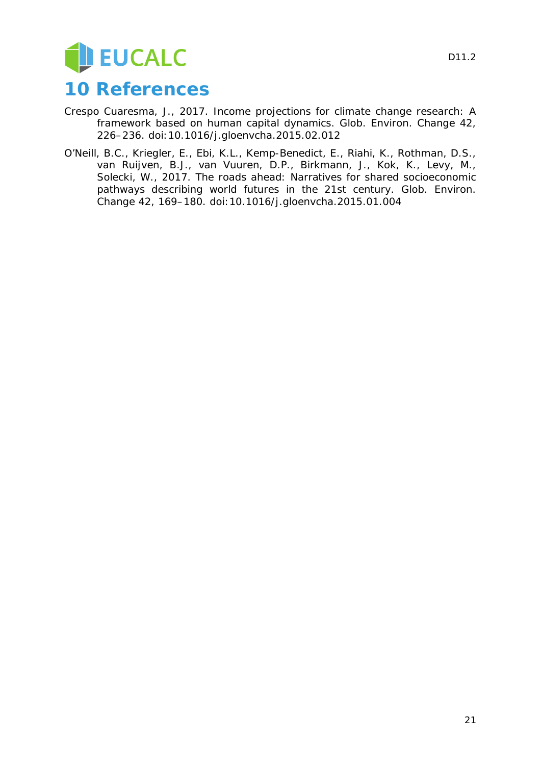# 10 References

Crespo Cuaresma, J., 2017. Income projections for climate change research: A framework based on human capital dynamics. Glob. Environ. Change 42, 226–236. doi:10.1016/j.gloenvcha.2015.02.012

O'Neill, B.C., Kriegler, E., Ebi, K.L., Kemp-Benedict, E., Riahi, K., Rothman, D.S., van Ruijven, B.J., van Vuuren, D.P., Birkmann, J., Kok, K., Levy, M., Solecki, W., 2017. The roads ahead: Narratives for shared socioeconomic pathways describing world futures in the 21st century. Glob. Environ. Change 42, 169–180. doi:10.1016/j.gloenvcha.2015.01.004